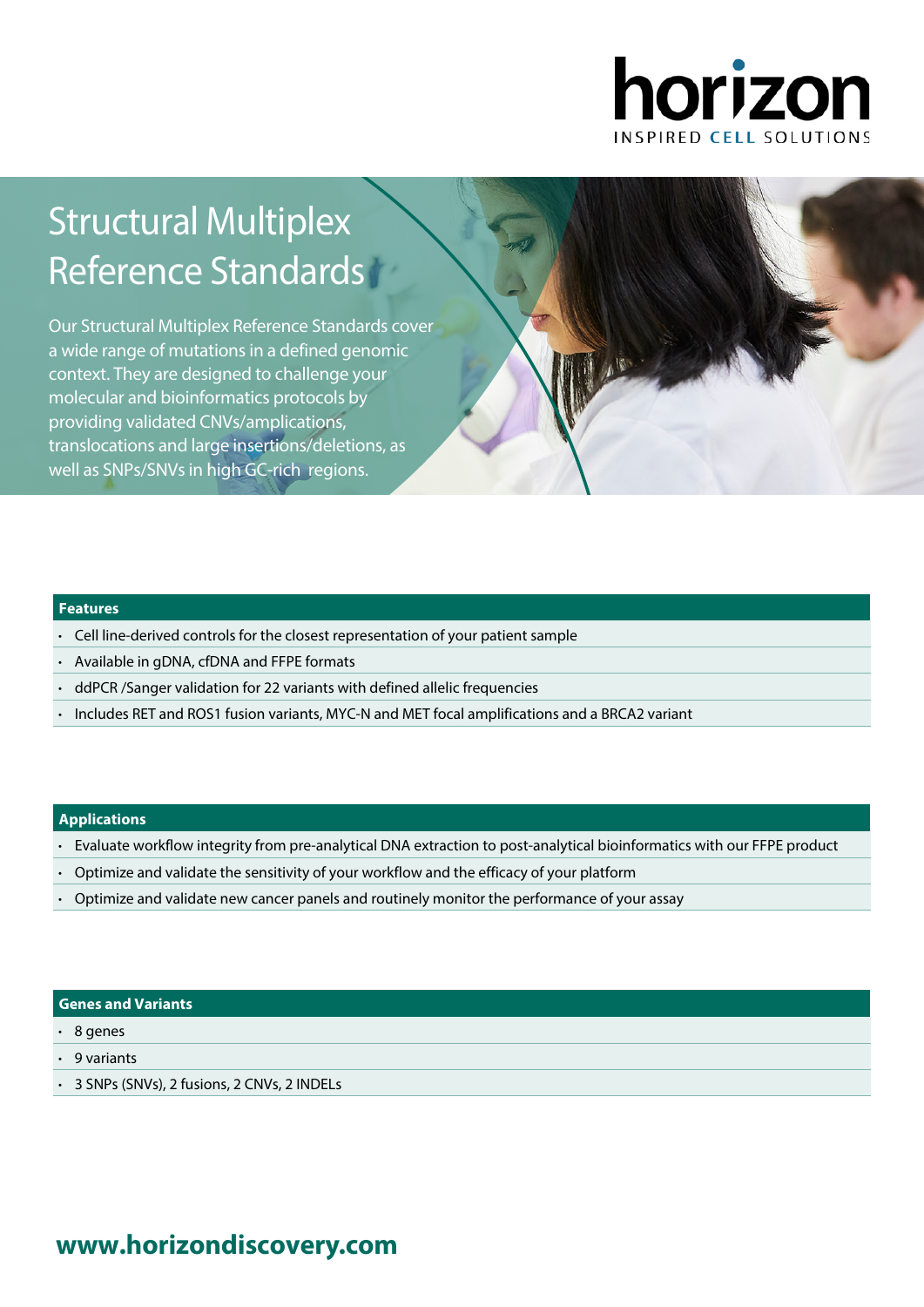horizon

INSPIRED CELL SOLUTIONS

# Structural Multiplex Reference Standards

Our Structural Multiplex Reference Standards cover a wide range of mutations in a defined genomic context. They are designed to challenge your molecular and bioinformatics protocols by providing validated CNVs/amplications, translocations and large insertions/deletions, as well as SNPs/SNVs in high GC-rich regions.

## Features

- Cell line-derived controls for the closest representation of your patient sample
- Available in gDNA, cfDNA and FFPE formats
- ddPCR /Sanger validation for 22 variants with defined allelic frequencies
- Includes RET and ROS1 fusion variants, MYC-N and MET focal amplifications and a BRCA2 variant

## Applications

- Evaluate workflow integrity from pre-analytical DNA extraction to post-analytical bioinformatics with our FFPE product
- Optimize and validate the sensitivity of your workflow and the efficacy of your platform
- Optimize and validate new cancer panels and routinely monitor the performance of your assay

## Genes and Variants

- 8 genes
- 9 variants
- 3 SNPs (SNVs), 2 fusions, 2 CNVs, 2 INDELs

**www.horizondiscovery.com**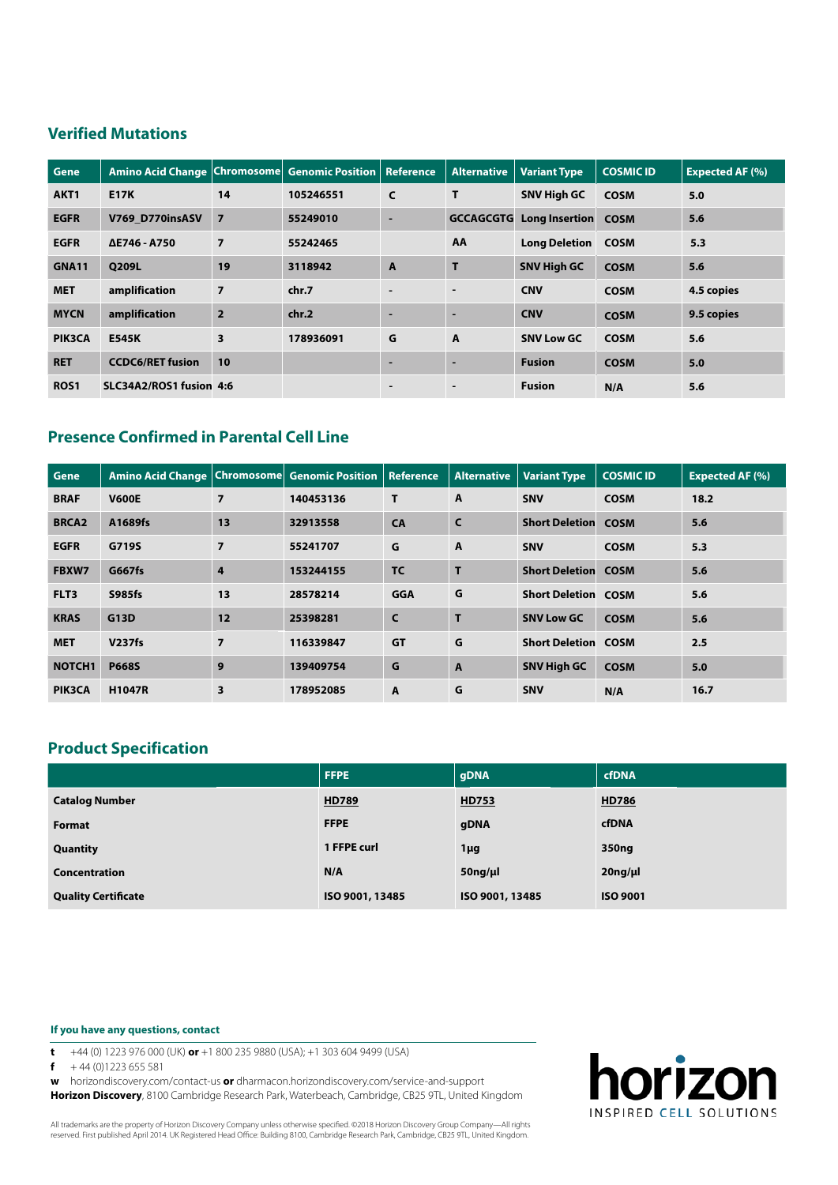## Verified Mutations

| Gene | Amino Acid Change | Chromosome | Genomic Position | Reference | Alternative | Variant Type | COSMIC ID | Expected AF (%) |
|---|---|---|---|---|---|---|---|---|
| AKT1 | E17K | 14 | 105246551 | C | T | SNV High GC | COSM | 5.0 |
| EGFR | V769_D770insASV | 7 | 55249010 | - | GCCAGCGTG | Long Insertion | COSM | 5.6 |
| EGFR | ΔE746 - A750 | 7 | 55242465 | | AA | Long Deletion | COSM | 5.3 |
| GNA11 | Q209L | 19 | 3118942 | A | T | SNV High GC | COSM | 5.6 |
| MET | amplification | 7 | chr.7 | - | - | CNV | COSM | 4.5 copies |
| MYCN | amplification | 2 | chr.2 | - | - | CNV | COSM | 9.5 copies |
| PIK3CA | E545K | 3 | 178936091 | G | A | SNV Low GC | COSM | 5.6 |
| RET | CCDC6/RET fusion | 10 | | - | - | Fusion | COSM | 5.0 |
| ROS1 | SLC34A2/ROS1 fusion | 4:6 | | - | - | Fusion | N/A | 5.6 |

## Presence Confirmed in Parental Cell Line

| Gene | Amino Acid Change | Chromosome | Genomic Position | Reference | Alternative | Variant Type | COSMIC ID | Expected AF (%) |
|---|---|---|---|---|---|---|---|---|
| BRAF | V600E | 7 | 140453136 | T | A | SNV | COSM | 18.2 |
| BRCA2 | A1689fs | 13 | 32913558 | CA | C | Short Deletion | COSM | 5.6 |
| EGFR | G719S | 7 | 55241707 | G | A | SNV | COSM | 5.3 |
| FBXW7 | G667fs | 4 | 153244155 | TC | T | Short Deletion | COSM | 5.6 |
| FLT3 | S985fs | 13 | 28578214 | GGA | G | Short Deletion | COSM | 5.6 |
| KRAS | G13D | 12 | 25398281 | C | T | SNV Low GC | COSM | 5.6 |
| MET | V237fs | 7 | 116339847 | GT | G | Short Deletion | COSM | 2.5 |
| NOTCH1 | P668S | 9 | 139409754 | G | A | SNV High GC | COSM | 5.0 |
| PIK3CA | H1047R | 3 | 178952085 | A | G | SNV | N/A | 16.7 |

## Product Specification

| | FFPE | gDNA | cfDNA |
|---|---|---|---|
| **Catalog Number** | HD789 | HD753 | HD786 |
| **Format** | FFPE | gDNA | cfDNA |
| **Quantity** | 1 FFPE curl | 1µg | 350ng |
| **Concentration** | N/A | 50ng/µl | 20ng/µl |
| **Quality Certificate** | ISO 9001, 13485 | ISO 9001, 13485 | ISO 9001 |

**If you have any questions, contact**

**t** +44 (0) 1223 976 000 (UK) **or** +1 800 235 9880 (USA); +1 303 604 9499 (USA)
**f** + 44 (0)1223 655 581
**w** horizondiscovery.com/contact-us **or** dharmacon.horizondiscovery.com/service-and-support
**Horizon Discovery**, 8100 Cambridge Research Park, Waterbeach, Cambridge, CB25 9TL, United Kingdom

horizon INSPIRED CELL SOLUTIONS

All trademarks are the property of Horizon Discovery Company unless otherwise specified. ©2018 Horizon Discovery Group Company—All rights reserved. First published April 2014. UK Registered Head Office: Building 8100, Cambridge Research Park, Cambridge, CB25 9TL, United Kingdom.